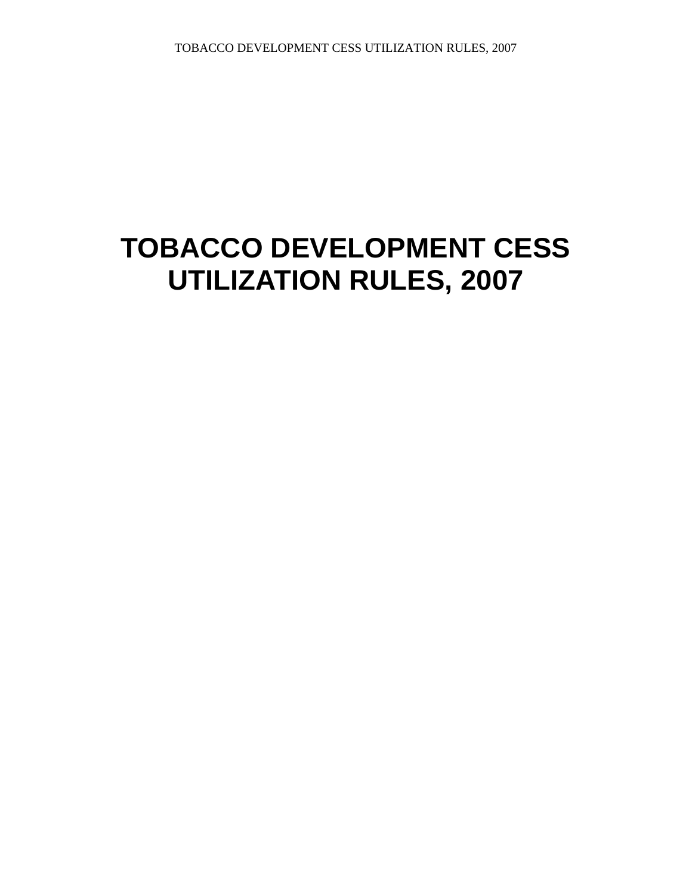# TOBACCO DEVELOPMENT CESS UTILIZATION RULES, 2007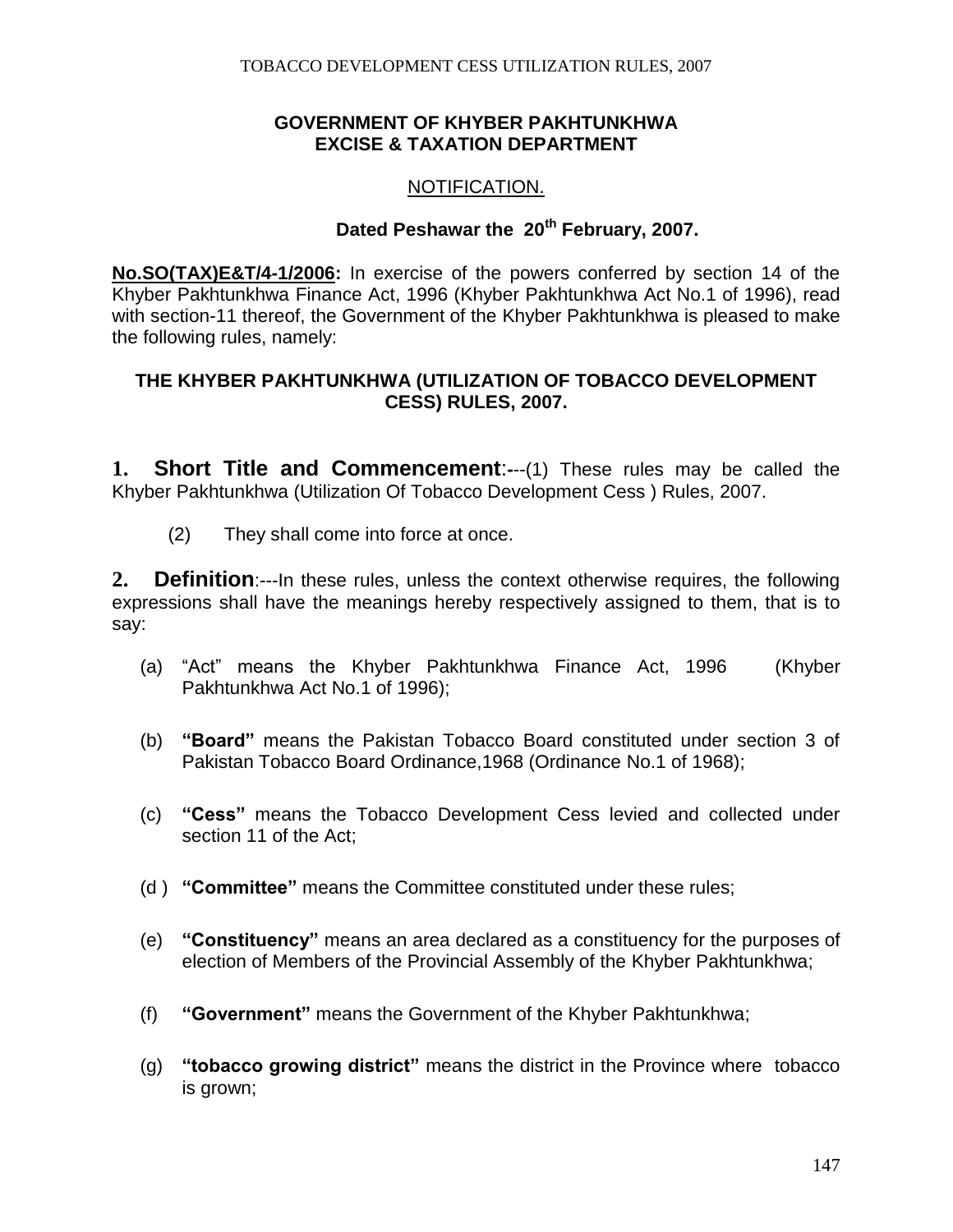**GOVERNMENT OF KHYBER PAKHTUNKHWA**
**EXCISE & TAXATION DEPARTMENT**

NOTIFICATION.

**Dated Peshawar the 20th February, 2007.**

**No.SO(TAX)E&T/4-1/2006:** In exercise of the powers conferred by section 14 of the Khyber Pakhtunkhwa Finance Act, 1996 (Khyber Pakhtunkhwa Act No.1 of 1996), read with section-11 thereof, the Government of the Khyber Pakhtunkhwa is pleased to make the following rules, namely:

## THE KHYBER PAKHTUNKHWA (UTILIZATION OF TOBACCO DEVELOPMENT CESS) RULES, 2007.

**1. Short Title and Commencement**:---(1) These rules may be called the Khyber Pakhtunkhwa (Utilization Of Tobacco Development Cess ) Rules, 2007.

(2) They shall come into force at once.

**2. Definition**:---In these rules, unless the context otherwise requires, the following expressions shall have the meanings hereby respectively assigned to them, that is to say:

(a) "Act" means the Khyber Pakhtunkhwa Finance Act, 1996 (Khyber Pakhtunkhwa Act No.1 of 1996);

(b) **"Board"** means the Pakistan Tobacco Board constituted under section 3 of Pakistan Tobacco Board Ordinance,1968 (Ordinance No.1 of 1968);

(c) **"Cess"** means the Tobacco Development Cess levied and collected under section 11 of the Act;

(d ) **"Committee"** means the Committee constituted under these rules;

(e) **"Constituency"** means an area declared as a constituency for the purposes of election of Members of the Provincial Assembly of the Khyber Pakhtunkhwa;

(f) **"Government"** means the Government of the Khyber Pakhtunkhwa;

(g) **"tobacco growing district"** means the district in the Province where tobacco is grown;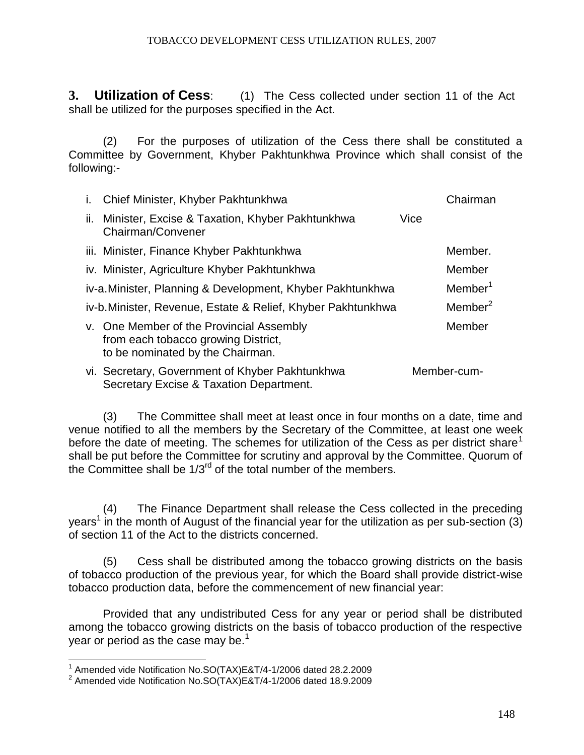**3. Utilization of Cess**: (1) The Cess collected under section 11 of the Act shall be utilized for the purposes specified in the Act.

(2) For the purposes of utilization of the Cess there shall be constituted a Committee by Government, Khyber Pakhtunkhwa Province which shall consist of the following:-

| | | |
|---|---|---|
| i. | Chief Minister, Khyber Pakhtunkhwa | Chairman |
| ii. | Minister, Excise & Taxation, Khyber Pakhtunkhwa | Vice Chairman/Convener |
| iii. | Minister, Finance Khyber Pakhtunkhwa | Member. |
| iv. | Minister, Agriculture Khyber Pakhtunkhwa | Member |
| iv-a. | Minister, Planning & Development, Khyber Pakhtunkhwa | Member[1] |
| iv-b. | Minister, Revenue, Estate & Relief, Khyber Pakhtunkhwa | Member[2] |
| v. | One Member of the Provincial Assembly from each tobacco growing District, to be nominated by the Chairman. | Member |
| vi. | Secretary, Government of Khyber Pakhtunkhwa Excise & Taxation Department. | Member-cum-Secretary |

(3) The Committee shall meet at least once in four months on a date, time and venue notified to all the members by the Secretary of the Committee, at least one week before the date of meeting. The schemes for utilization of the Cess as per district share[1] shall be put before the Committee for scrutiny and approval by the Committee. Quorum of the Committee shall be 1/3rd of the total number of the members.

(4) The Finance Department shall release the Cess collected in the preceding years[1] in the month of August of the financial year for the utilization as per sub-section (3) of section 11 of the Act to the districts concerned.

(5) Cess shall be distributed among the tobacco growing districts on the basis of tobacco production of the previous year, for which the Board shall provide district-wise tobacco production data, before the commencement of new financial year:

Provided that any undistributed Cess for any year or period shall be distributed among the tobacco growing districts on the basis of tobacco production of the respective year or period as the case may be.[1]

---

[1] Amended vide Notification No.SO(TAX)E&T/4-1/2006 dated 28.2.2009

[2] Amended vide Notification No.SO(TAX)E&T/4-1/2006 dated 18.9.2009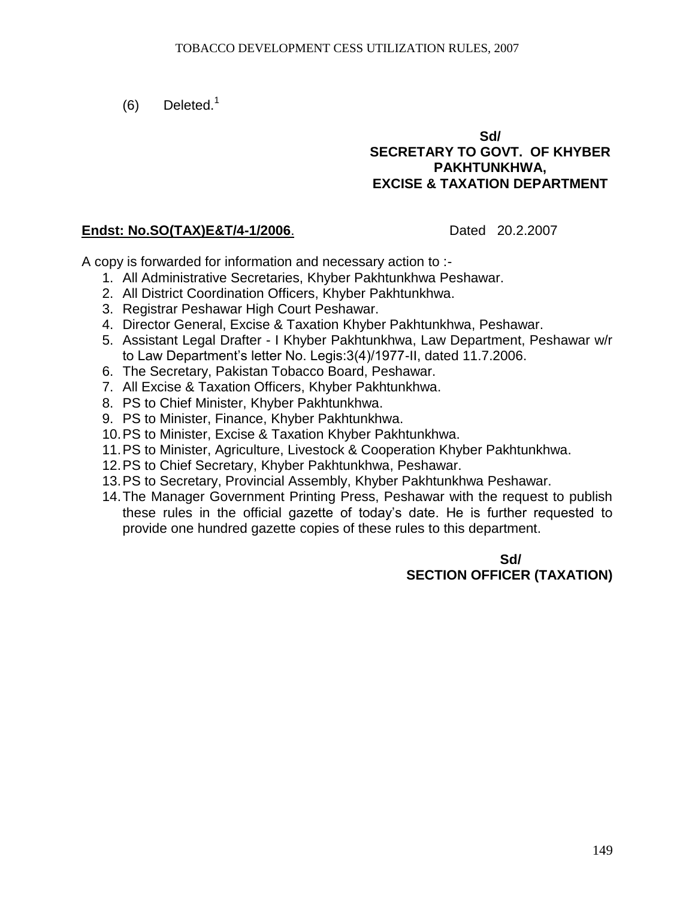(6) Deleted.[1]

**Sd/**
**SECRETARY TO GOVT. OF KHYBER PAKHTUNKHWA,**
**EXCISE & TAXATION DEPARTMENT**

**Endst: No.SO(TAX)E&T/4-1/2006**. Dated 20.2.2007

A copy is forwarded for information and necessary action to :-

1. All Administrative Secretaries, Khyber Pakhtunkhwa Peshawar.
2. All District Coordination Officers, Khyber Pakhtunkhwa.
3. Registrar Peshawar High Court Peshawar.
4. Director General, Excise & Taxation Khyber Pakhtunkhwa, Peshawar.
5. Assistant Legal Drafter - I Khyber Pakhtunkhwa, Law Department, Peshawar w/r to Law Department's letter No. Legis:3(4)/1977-II, dated 11.7.2006.
6. The Secretary, Pakistan Tobacco Board, Peshawar.
7. All Excise & Taxation Officers, Khyber Pakhtunkhwa.
8. PS to Chief Minister, Khyber Pakhtunkhwa.
9. PS to Minister, Finance, Khyber Pakhtunkhwa.
10. PS to Minister, Excise & Taxation Khyber Pakhtunkhwa.
11. PS to Minister, Agriculture, Livestock & Cooperation Khyber Pakhtunkhwa.
12. PS to Chief Secretary, Khyber Pakhtunkhwa, Peshawar.
13. PS to Secretary, Provincial Assembly, Khyber Pakhtunkhwa Peshawar.
14. The Manager Government Printing Press, Peshawar with the request to publish these rules in the official gazette of today's date. He is further requested to provide one hundred gazette copies of these rules to this department.

**Sd/**
**SECTION OFFICER (TAXATION)**